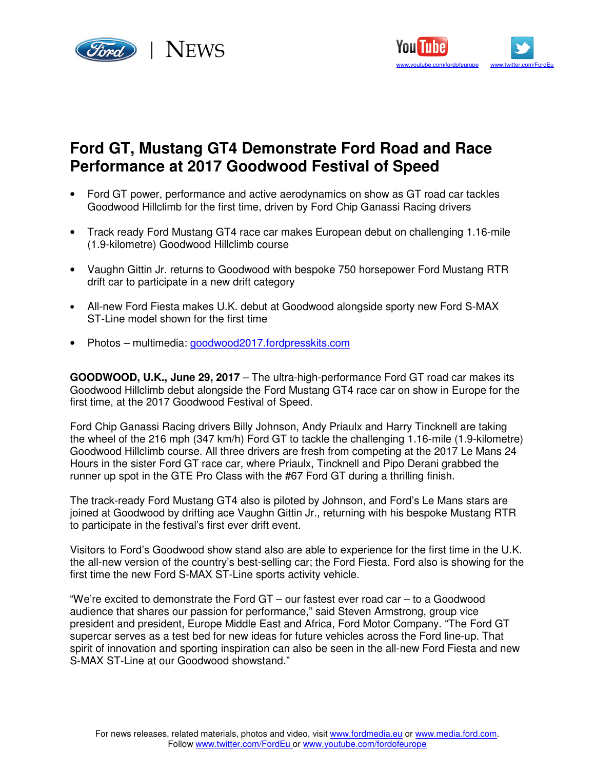Ford | NEWS

[www.youtube.com/fordofeurope](http://www.youtube.com/fordofeurope) [www.twitter.com/FordEu](http://www.twitter.com/FordEu)

# Ford GT, Mustang GT4 Demonstrate Ford Road and Race Performance at 2017 Goodwood Festival of Speed

- Ford GT power, performance and active aerodynamics on show as GT road car tackles Goodwood Hillclimb for the first time, driven by Ford Chip Ganassi Racing drivers
- Track ready Ford Mustang GT4 race car makes European debut on challenging 1.16-mile (1.9-kilometre) Goodwood Hillclimb course
- Vaughn Gittin Jr. returns to Goodwood with bespoke 750 horsepower Ford Mustang RTR drift car to participate in a new drift category
- All-new Ford Fiesta makes U.K. debut at Goodwood alongside sporty new Ford S-MAX ST-Line model shown for the first time
- Photos – multimedia: [goodwood2017.fordpresskits.com](http://goodwood2017.fordpresskits.com)

**GOODWOOD, U.K., June 29, 2017** – The ultra-high-performance Ford GT road car makes its Goodwood Hillclimb debut alongside the Ford Mustang GT4 race car on show in Europe for the first time, at the 2017 Goodwood Festival of Speed.

Ford Chip Ganassi Racing drivers Billy Johnson, Andy Priaulx and Harry Tincknell are taking the wheel of the 216 mph (347 km/h) Ford GT to tackle the challenging 1.16-mile (1.9-kilometre) Goodwood Hillclimb course. All three drivers are fresh from competing at the 2017 Le Mans 24 Hours in the sister Ford GT race car, where Priaulx, Tincknell and Pipo Derani grabbed the runner up spot in the GTE Pro Class with the #67 Ford GT during a thrilling finish.

The track-ready Ford Mustang GT4 also is piloted by Johnson, and Ford's Le Mans stars are joined at Goodwood by drifting ace Vaughn Gittin Jr., returning with his bespoke Mustang RTR to participate in the festival's first ever drift event.

Visitors to Ford's Goodwood show stand also are able to experience for the first time in the U.K. the all-new version of the country's best-selling car; the Ford Fiesta. Ford also is showing for the first time the new Ford S-MAX ST-Line sports activity vehicle.

"We're excited to demonstrate the Ford GT – our fastest ever road car – to a Goodwood audience that shares our passion for performance," said Steven Armstrong, group vice president and president, Europe Middle East and Africa, Ford Motor Company. "The Ford GT supercar serves as a test bed for new ideas for future vehicles across the Ford line-up. That spirit of innovation and sporting inspiration can also be seen in the all-new Ford Fiesta and new S-MAX ST-Line at our Goodwood showstand."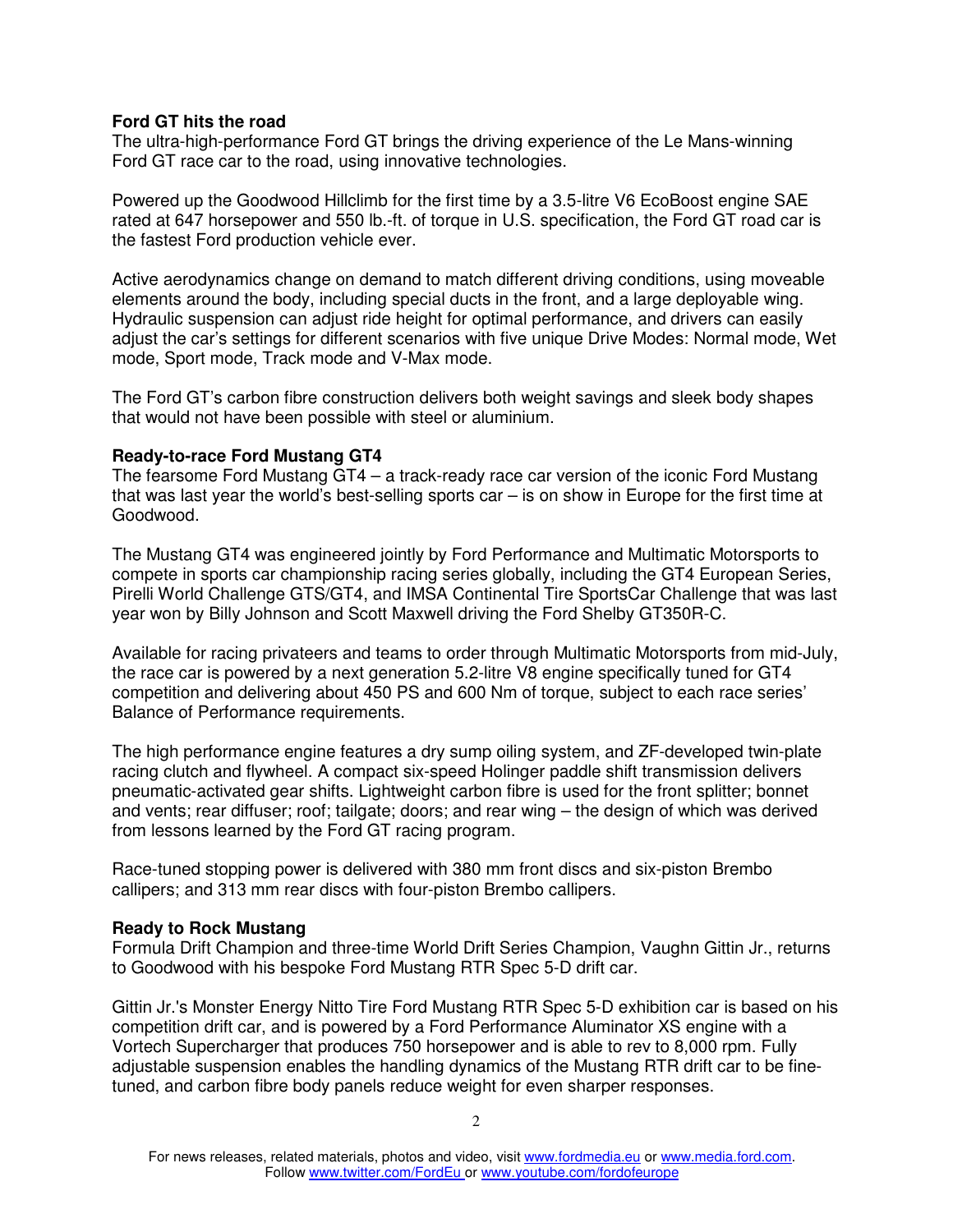**Ford GT hits the road**

The ultra-high-performance Ford GT brings the driving experience of the Le Mans-winning Ford GT race car to the road, using innovative technologies.

Powered up the Goodwood Hillclimb for the first time by a 3.5-litre V6 EcoBoost engine SAE rated at 647 horsepower and 550 lb.-ft. of torque in U.S. specification, the Ford GT road car is the fastest Ford production vehicle ever.

Active aerodynamics change on demand to match different driving conditions, using moveable elements around the body, including special ducts in the front, and a large deployable wing. Hydraulic suspension can adjust ride height for optimal performance, and drivers can easily adjust the car's settings for different scenarios with five unique Drive Modes: Normal mode, Wet mode, Sport mode, Track mode and V-Max mode.

The Ford GT's carbon fibre construction delivers both weight savings and sleek body shapes that would not have been possible with steel or aluminium.

**Ready-to-race Ford Mustang GT4**

The fearsome Ford Mustang GT4 – a track-ready race car version of the iconic Ford Mustang that was last year the world's best-selling sports car – is on show in Europe for the first time at Goodwood.

The Mustang GT4 was engineered jointly by Ford Performance and Multimatic Motorsports to compete in sports car championship racing series globally, including the GT4 European Series, Pirelli World Challenge GTS/GT4, and IMSA Continental Tire SportsCar Challenge that was last year won by Billy Johnson and Scott Maxwell driving the Ford Shelby GT350R-C.

Available for racing privateers and teams to order through Multimatic Motorsports from mid-July, the race car is powered by a next generation 5.2-litre V8 engine specifically tuned for GT4 competition and delivering about 450 PS and 600 Nm of torque, subject to each race series' Balance of Performance requirements.

The high performance engine features a dry sump oiling system, and ZF-developed twin-plate racing clutch and flywheel. A compact six-speed Holinger paddle shift transmission delivers pneumatic-activated gear shifts. Lightweight carbon fibre is used for the front splitter; bonnet and vents; rear diffuser; roof; tailgate; doors; and rear wing – the design of which was derived from lessons learned by the Ford GT racing program.

Race-tuned stopping power is delivered with 380 mm front discs and six-piston Brembo callipers; and 313 mm rear discs with four-piston Brembo callipers.

**Ready to Rock Mustang**

Formula Drift Champion and three-time World Drift Series Champion, Vaughn Gittin Jr., returns to Goodwood with his bespoke Ford Mustang RTR Spec 5-D drift car.

Gittin Jr.'s Monster Energy Nitto Tire Ford Mustang RTR Spec 5-D exhibition car is based on his competition drift car, and is powered by a Ford Performance Aluminator XS engine with a Vortech Supercharger that produces 750 horsepower and is able to rev to 8,000 rpm. Fully adjustable suspension enables the handling dynamics of the Mustang RTR drift car to be fine-tuned, and carbon fibre body panels reduce weight for even sharper responses.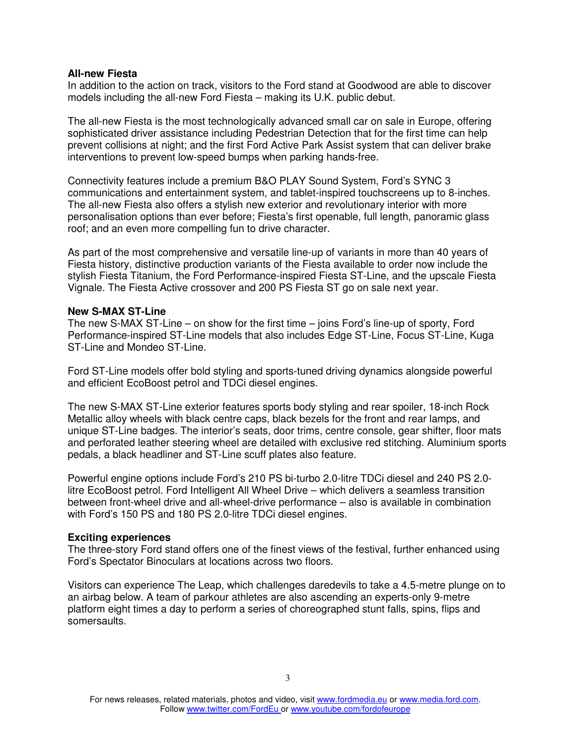**All-new Fiesta**
In addition to the action on track, visitors to the Ford stand at Goodwood are able to discover models including the all-new Ford Fiesta – making its U.K. public debut.

The all-new Fiesta is the most technologically advanced small car on sale in Europe, offering sophisticated driver assistance including Pedestrian Detection that for the first time can help prevent collisions at night; and the first Ford Active Park Assist system that can deliver brake interventions to prevent low-speed bumps when parking hands-free.

Connectivity features include a premium B&O PLAY Sound System, Ford's SYNC 3 communications and entertainment system, and tablet-inspired touchscreens up to 8-inches. The all-new Fiesta also offers a stylish new exterior and revolutionary interior with more personalisation options than ever before; Fiesta's first openable, full length, panoramic glass roof; and an even more compelling fun to drive character.

As part of the most comprehensive and versatile line-up of variants in more than 40 years of Fiesta history, distinctive production variants of the Fiesta available to order now include the stylish Fiesta Titanium, the Ford Performance-inspired Fiesta ST-Line, and the upscale Fiesta Vignale. The Fiesta Active crossover and 200 PS Fiesta ST go on sale next year.

**New S-MAX ST-Line**
The new S-MAX ST-Line – on show for the first time – joins Ford's line-up of sporty, Ford Performance-inspired ST-Line models that also includes Edge ST-Line, Focus ST-Line, Kuga ST-Line and Mondeo ST-Line.

Ford ST-Line models offer bold styling and sports-tuned driving dynamics alongside powerful and efficient EcoBoost petrol and TDCi diesel engines.

The new S-MAX ST-Line exterior features sports body styling and rear spoiler, 18-inch Rock Metallic alloy wheels with black centre caps, black bezels for the front and rear lamps, and unique ST-Line badges. The interior's seats, door trims, centre console, gear shifter, floor mats and perforated leather steering wheel are detailed with exclusive red stitching. Aluminium sports pedals, a black headliner and ST-Line scuff plates also feature.

Powerful engine options include Ford's 210 PS bi-turbo 2.0-litre TDCi diesel and 240 PS 2.0-litre EcoBoost petrol. Ford Intelligent All Wheel Drive – which delivers a seamless transition between front-wheel drive and all-wheel-drive performance – also is available in combination with Ford's 150 PS and 180 PS 2.0-litre TDCi diesel engines.

**Exciting experiences**
The three-story Ford stand offers one of the finest views of the festival, further enhanced using Ford's Spectator Binoculars at locations across two floors.

Visitors can experience The Leap, which challenges daredevils to take a 4.5-metre plunge on to an airbag below. A team of parkour athletes are also ascending an experts-only 9-metre platform eight times a day to perform a series of choreographed stunt falls, spins, flips and somersaults.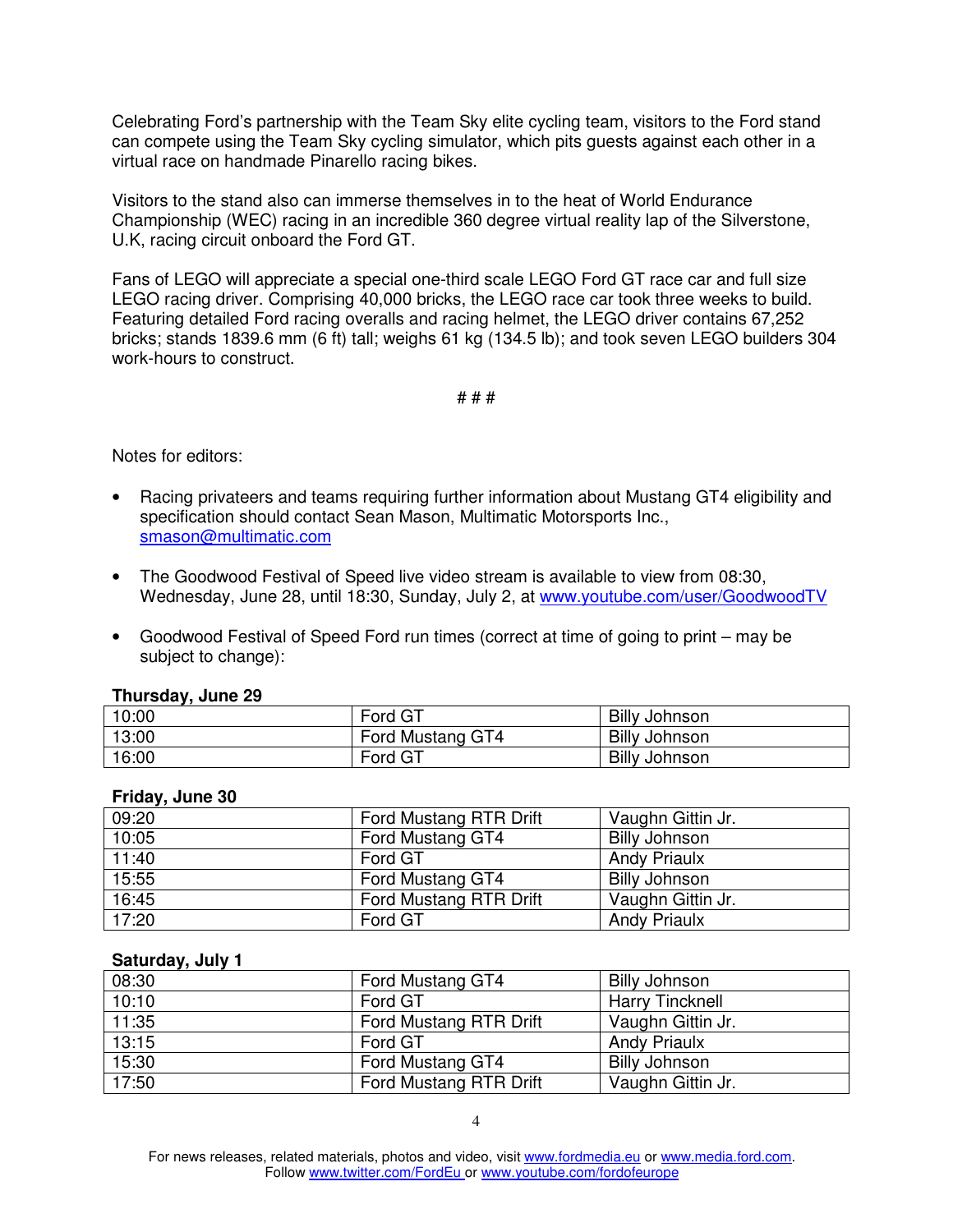Celebrating Ford's partnership with the Team Sky elite cycling team, visitors to the Ford stand can compete using the Team Sky cycling simulator, which pits guests against each other in a virtual race on handmade Pinarello racing bikes.

Visitors to the stand also can immerse themselves in to the heat of World Endurance Championship (WEC) racing in an incredible 360 degree virtual reality lap of the Silverstone, U.K, racing circuit onboard the Ford GT.

Fans of LEGO will appreciate a special one-third scale LEGO Ford GT race car and full size LEGO racing driver. Comprising 40,000 bricks, the LEGO race car took three weeks to build. Featuring detailed Ford racing overalls and racing helmet, the LEGO driver contains 67,252 bricks; stands 1839.6 mm (6 ft) tall; weighs 61 kg (134.5 lb); and took seven LEGO builders 304 work-hours to construct.

# # #

Notes for editors:

- Racing privateers and teams requiring further information about Mustang GT4 eligibility and specification should contact Sean Mason, Multimatic Motorsports Inc., smason@multimatic.com

- The Goodwood Festival of Speed live video stream is available to view from 08:30, Wednesday, June 28, until 18:30, Sunday, July 2, at www.youtube.com/user/GoodwoodTV

- Goodwood Festival of Speed Ford run times (correct at time of going to print – may be subject to change):

**Thursday, June 29**

| | | |
|---|---|---|
| 10:00 | Ford GT | Billy Johnson |
| 13:00 | Ford Mustang GT4 | Billy Johnson |
| 16:00 | Ford GT | Billy Johnson |

**Friday, June 30**

| | | |
|---|---|---|
| 09:20 | Ford Mustang RTR Drift | Vaughn Gittin Jr. |
| 10:05 | Ford Mustang GT4 | Billy Johnson |
| 11:40 | Ford GT | Andy Priaulx |
| 15:55 | Ford Mustang GT4 | Billy Johnson |
| 16:45 | Ford Mustang RTR Drift | Vaughn Gittin Jr. |
| 17:20 | Ford GT | Andy Priaulx |

**Saturday, July 1**

| | | |
|---|---|---|
| 08:30 | Ford Mustang GT4 | Billy Johnson |
| 10:10 | Ford GT | Harry Tincknell |
| 11:35 | Ford Mustang RTR Drift | Vaughn Gittin Jr. |
| 13:15 | Ford GT | Andy Priaulx |
| 15:30 | Ford Mustang GT4 | Billy Johnson |
| 17:50 | Ford Mustang RTR Drift | Vaughn Gittin Jr. |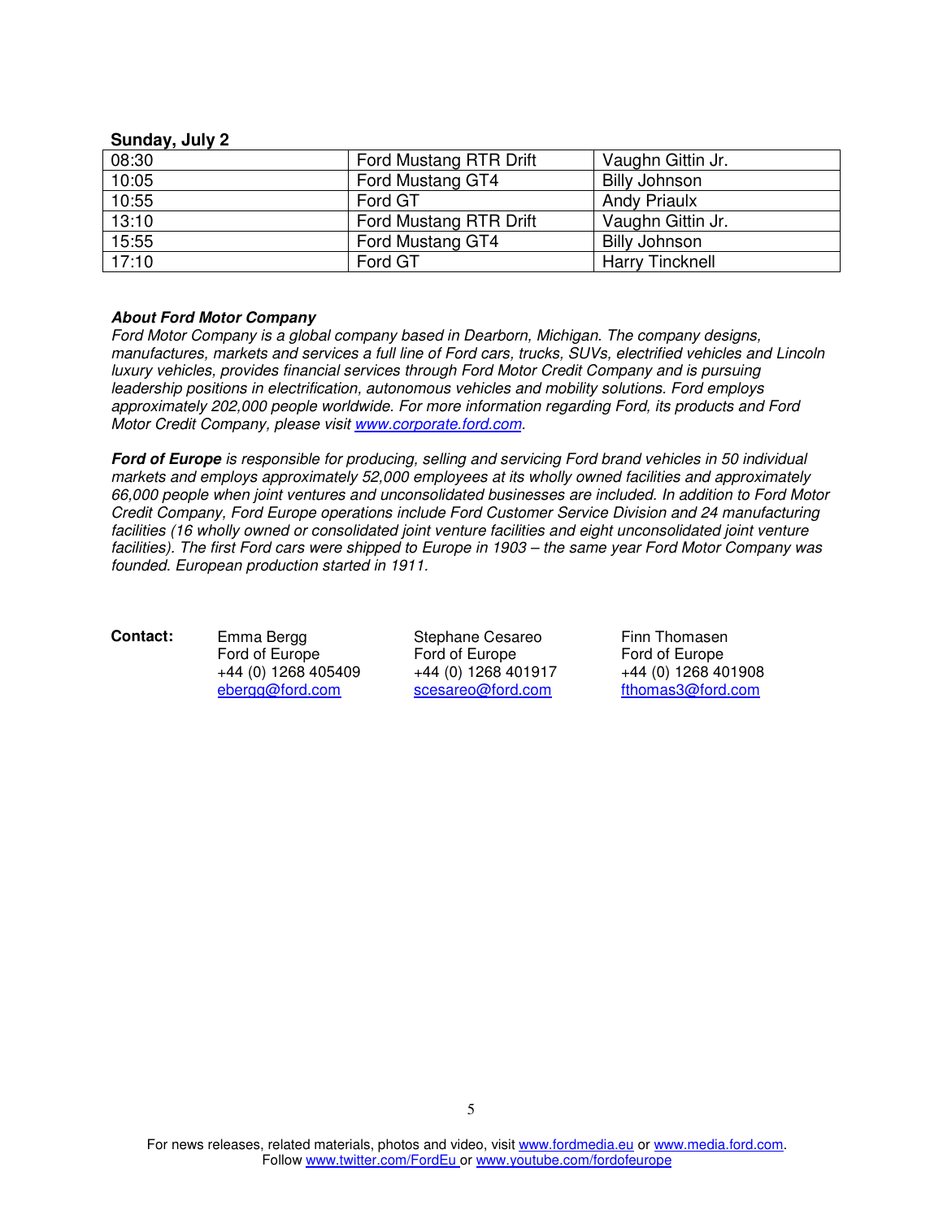**Sunday, July 2**

| | | |
|---|---|---|
| 08:30 | Ford Mustang RTR Drift | Vaughn Gittin Jr. |
| 10:05 | Ford Mustang GT4 | Billy Johnson |
| 10:55 | Ford GT | Andy Priaulx |
| 13:10 | Ford Mustang RTR Drift | Vaughn Gittin Jr. |
| 15:55 | Ford Mustang GT4 | Billy Johnson |
| 17:10 | Ford GT | Harry Tincknell |

***About Ford Motor Company***
*Ford Motor Company is a global company based in Dearborn, Michigan. The company designs, manufactures, markets and services a full line of Ford cars, trucks, SUVs, electrified vehicles and Lincoln luxury vehicles, provides financial services through Ford Motor Credit Company and is pursuing leadership positions in electrification, autonomous vehicles and mobility solutions. Ford employs approximately 202,000 people worldwide. For more information regarding Ford, its products and Ford Motor Credit Company, please visit www.corporate.ford.com.*

***Ford of Europe*** *is responsible for producing, selling and servicing Ford brand vehicles in 50 individual markets and employs approximately 52,000 employees at its wholly owned facilities and approximately 66,000 people when joint ventures and unconsolidated businesses are included. In addition to Ford Motor Credit Company, Ford Europe operations include Ford Customer Service Division and 24 manufacturing facilities (16 wholly owned or consolidated joint venture facilities and eight unconsolidated joint venture facilities). The first Ford cars were shipped to Europe in 1903 – the same year Ford Motor Company was founded. European production started in 1911.*

**Contact:**

Emma Bergg
Ford of Europe
+44 (0) 1268 405409
ebergg@ford.com

Stephane Cesareo
Ford of Europe
+44 (0) 1268 401917
scesareo@ford.com

Finn Thomasen
Ford of Europe
+44 (0) 1268 401908
fthomas3@ford.com

For news releases, related materials, photos and video, visit www.fordmedia.eu or www.media.ford.com.
Follow www.twitter.com/FordEu or www.youtube.com/fordofeurope